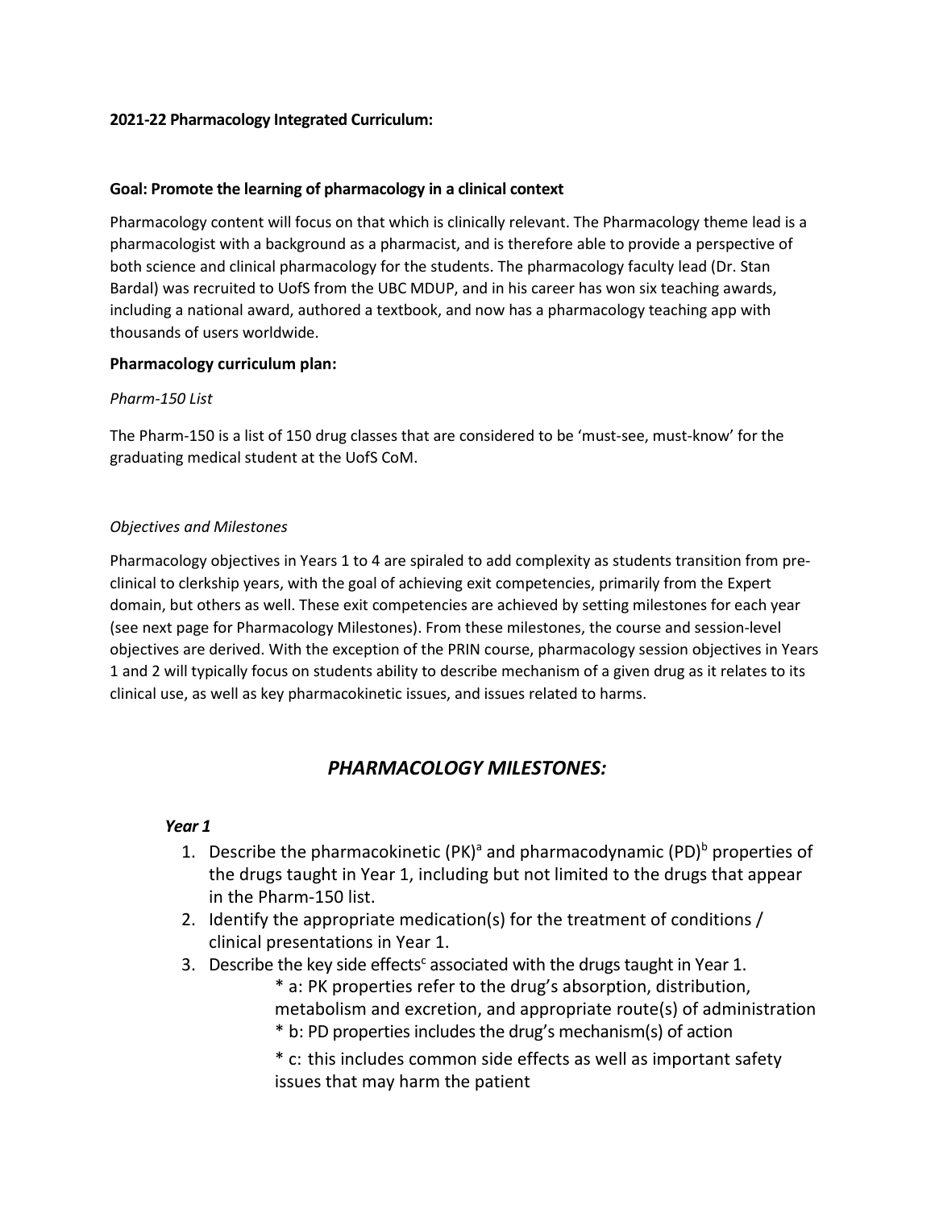**2021-22 Pharmacology Integrated Curriculum:**

**Goal: Promote the learning of pharmacology in a clinical context**

Pharmacology content will focus on that which is clinically relevant. The Pharmacology theme lead is a pharmacologist with a background as a pharmacist, and is therefore able to provide a perspective of both science and clinical pharmacology for the students. The pharmacology faculty lead (Dr. Stan Bardal) was recruited to UofS from the UBC MDUP, and in his career has won six teaching awards, including a national award, authored a textbook, and now has a pharmacology teaching app with thousands of users worldwide.

**Pharmacology curriculum plan:**

*Pharm-150 List*

The Pharm-150 is a list of 150 drug classes that are considered to be 'must-see, must-know' for the graduating medical student at the UofS CoM.

*Objectives and Milestones*

Pharmacology objectives in Years 1 to 4 are spiraled to add complexity as students transition from pre-clinical to clerkship years, with the goal of achieving exit competencies, primarily from the Expert domain, but others as well. These exit competencies are achieved by setting milestones for each year (see next page for Pharmacology Milestones). From these milestones, the course and session-level objectives are derived. With the exception of the PRIN course, pharmacology session objectives in Years 1 and 2 will typically focus on students ability to describe mechanism of a given drug as it relates to its clinical use, as well as key pharmacokinetic issues, and issues related to harms.

## *PHARMACOLOGY MILESTONES:*

### *Year 1*

1. Describe the pharmacokinetic (PK)[a] and pharmacodynamic (PD)[b] properties of the drugs taught in Year 1, including but not limited to the drugs that appear in the Pharm-150 list.
2. Identify the appropriate medication(s) for the treatment of conditions / clinical presentations in Year 1.
3. Describe the key side effects[c] associated with the drugs taught in Year 1.

   * a: PK properties refer to the drug's absorption, distribution, metabolism and excretion, and appropriate route(s) of administration

   * b: PD properties includes the drug's mechanism(s) of action

   * c: this includes common side effects as well as important safety issues that may harm the patient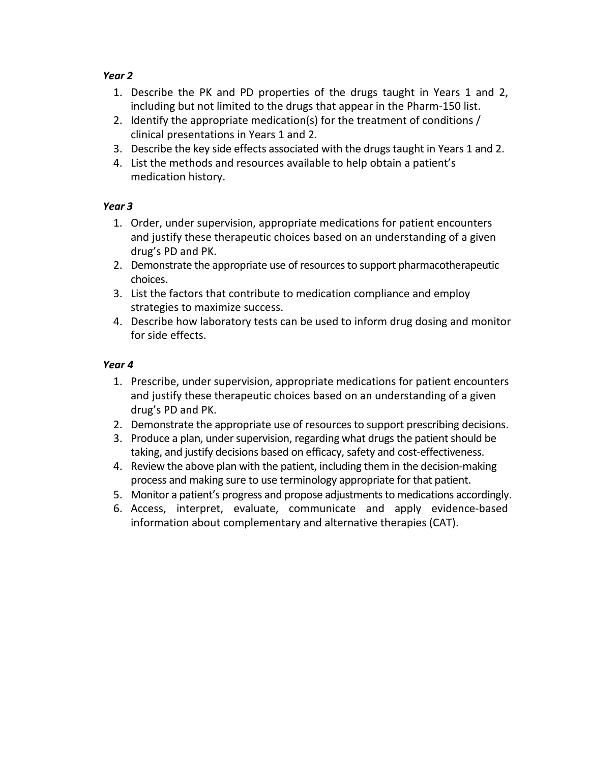*Year 2*

1. Describe the PK and PD properties of the drugs taught in Years 1 and 2, including but not limited to the drugs that appear in the Pharm-150 list.
2. Identify the appropriate medication(s) for the treatment of conditions / clinical presentations in Years 1 and 2.
3. Describe the key side effects associated with the drugs taught in Years 1 and 2.
4. List the methods and resources available to help obtain a patient's medication history.

*Year 3*

1. Order, under supervision, appropriate medications for patient encounters and justify these therapeutic choices based on an understanding of a given drug's PD and PK.
2. Demonstrate the appropriate use of resources to support pharmacotherapeutic choices.
3. List the factors that contribute to medication compliance and employ strategies to maximize success.
4. Describe how laboratory tests can be used to inform drug dosing and monitor for side effects.

*Year 4*

1. Prescribe, under supervision, appropriate medications for patient encounters and justify these therapeutic choices based on an understanding of a given drug's PD and PK.
2. Demonstrate the appropriate use of resources to support prescribing decisions.
3. Produce a plan, under supervision, regarding what drugs the patient should be taking, and justify decisions based on efficacy, safety and cost-effectiveness.
4. Review the above plan with the patient, including them in the decision-making process and making sure to use terminology appropriate for that patient.
5. Monitor a patient's progress and propose adjustments to medications accordingly.
6. Access, interpret, evaluate, communicate and apply evidence-based information about complementary and alternative therapies (CAT).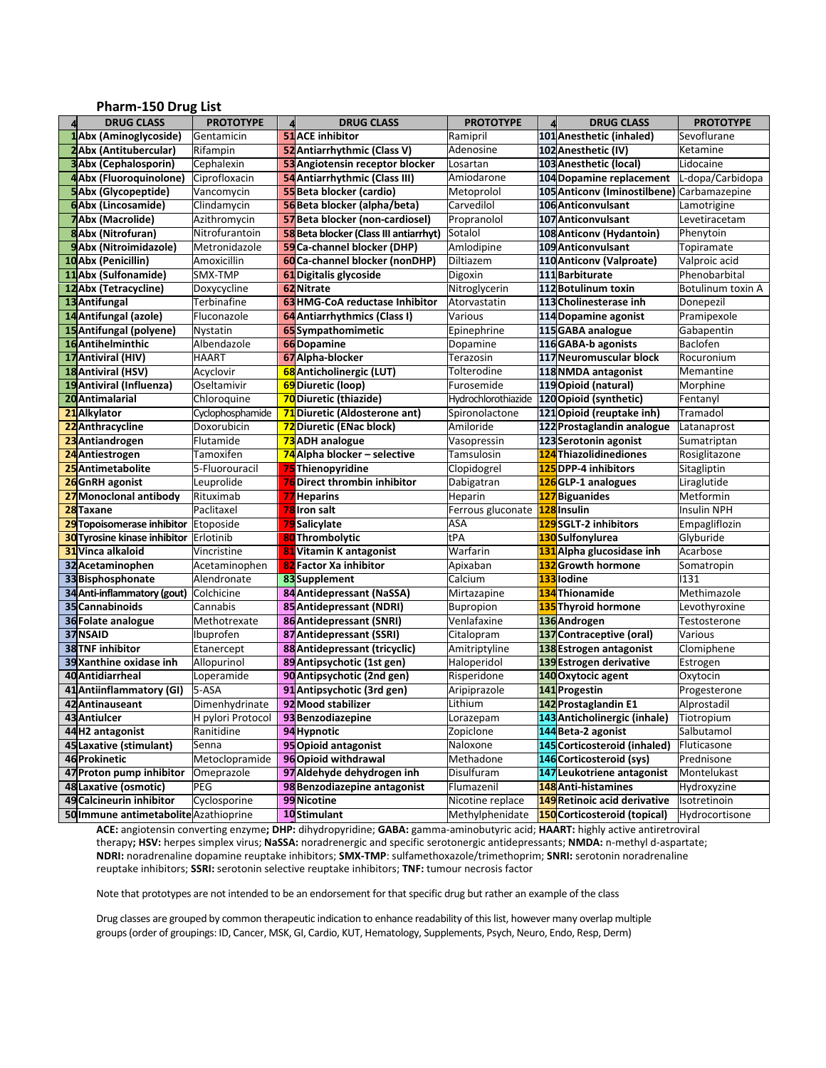## Pharm-150 Drug List

| # | DRUG CLASS | PROTOTYPE | # | DRUG CLASS | PROTOTYPE | # | DRUG CLASS | PROTOTYPE |
|---|---|---|---|---|---|---|---|---|
| 1 | **Abx (Aminoglycoside)** | Gentamicin | 51 | **ACE inhibitor** | Ramipril | 101 | **Anesthetic (inhaled)** | Sevoflurane |
| 2 | **Abx (Antitubercular)** | Rifampin | 52 | **Antiarrhythmic (Class V)** | Adenosine | 102 | **Anesthetic (IV)** | Ketamine |
| 3 | **Abx (Cephalosporin)** | Cephalexin | 53 | **Angiotensin receptor blocker** | Losartan | 103 | **Anesthetic (local)** | Lidocaine |
| 4 | **Abx (Fluoroquinolone)** | Ciprofloxacin | 54 | **Antiarrhythmic (Class III)** | Amiodarone | 104 | **Dopamine replacement** | L-dopa/Carbidopa |
| 5 | **Abx (Glycopeptide)** | Vancomycin | 55 | **Beta blocker (cardio)** | Metoprolol | 105 | **Anticonv (Iminostilbene)** | Carbamazepine |
| 6 | **Abx (Lincosamide)** | Clindamycin | 56 | **Beta blocker (alpha/beta)** | Carvedilol | 106 | **Anticonvulsant** | Lamotrigine |
| 7 | **Abx (Macrolide)** | Azithromycin | 57 | **Beta blocker (non-cardiosel)** | Propranolol | 107 | **Anticonvulsant** | Levetiracetam |
| 8 | **Abx (Nitrofuran)** | Nitrofurantoin | 58 | **Beta blocker (Class III antiarrhyt)** | Sotalol | 108 | **Anticonv (Hydantoin)** | Phenytoin |
| 9 | **Abx (Nitroimidazole)** | Metronidazole | 59 | **Ca-channel blocker (DHP)** | Amlodipine | 109 | **Anticonvulsant** | Topiramate |
| 10 | **Abx (Penicillin)** | Amoxicillin | 60 | **Ca-channel blocker (nonDHP)** | Diltiazem | 110 | **Anticonv (Valproate)** | Valproic acid |
| 11 | **Abx (Sulfonamide)** | SMX-TMP | 61 | **Digitalis glycoside** | Digoxin | 111 | **Barbiturate** | Phenobarbital |
| 12 | **Abx (Tetracycline)** | Doxycycline | 62 | **Nitrate** | Nitroglycerin | 112 | **Botulinum toxin** | Botulinum toxin A |
| 13 | **Antifungal** | Terbinafine | 63 | **HMG-CoA reductase Inhibitor** | Atorvastatin | 113 | **Cholinesterase inh** | Donepezil |
| 14 | **Antifungal (azole)** | Fluconazole | 64 | **Antiarrhythmics (Class I)** | Various | 114 | **Dopamine agonist** | Pramipexole |
| 15 | **Antifungal (polyene)** | Nystatin | 65 | **Sympathomimetic** | Epinephrine | 115 | **GABA analogue** | Gabapentin |
| 16 | **Antihelminthic** | Albendazole | 66 | **Dopamine** | Dopamine | 116 | **GABA-b agonists** | Baclofen |
| 17 | **Antiviral (HIV)** | HAART | 67 | **Alpha-blocker** | Terazosin | 117 | **Neuromuscular block** | Rocuronium |
| 18 | **Antiviral (HSV)** | Acyclovir | 68 | **Anticholinergic (LUT)** | Tolterodine | 118 | **NMDA antagonist** | Memantine |
| 19 | **Antiviral (Influenza)** | Oseltamivir | 69 | **Diuretic (loop)** | Furosemide | 119 | **Opioid (natural)** | Morphine |
| 20 | **Antimalarial** | Chloroquine | 70 | **Diuretic (thiazide)** | Hydrochlorothiazide | 120 | **Opioid (synthetic)** | Fentanyl |
| 21 | **Alkylator** | Cyclophosphamide | 71 | **Diuretic (Aldosterone ant)** | Spironolactone | 121 | **Opioid (reuptake inh)** | Tramadol |
| 22 | **Anthracycline** | Doxorubicin | 72 | **Diuretic (ENac block)** | Amiloride | 122 | **Prostaglandin analogue** | Latanaprost |
| 23 | **Antiandrogen** | Flutamide | 73 | **ADH analogue** | Vasopressin | 123 | **Serotonin agonist** | Sumatriptan |
| 24 | **Antiestrogen** | Tamoxifen | 74 | **Alpha blocker – selective** | Tamsulosin | 124 | **Thiazolidinediones** | Rosiglitazone |
| 25 | **Antimetabolite** | 5-Fluorouracil | 75 | **Thienopyridine** | Clopidogrel | 125 | **DPP-4 inhibitors** | Sitagliptin |
| 26 | **GnRH agonist** | Leuprolide | 76 | **Direct thrombin inhibitor** | Dabigatran | 126 | **GLP-1 analogues** | Liraglutide |
| 27 | **Monoclonal antibody** | Rituximab | 77 | **Heparins** | Heparin | 127 | **Biguanides** | Metformin |
| 28 | **Taxane** | Paclitaxel | 78 | **Iron salt** | Ferrous gluconate | 128 | **Insulin** | Insulin NPH |
| 29 | **Topoisomerase inhibitor** | Etoposide | 79 | **Salicylate** | ASA | 129 | **SGLT-2 inhibitors** | Empagliflozin |
| 30 | **Tyrosine kinase inhibitor** | Erlotinib | 80 | **Thrombolytic** | tPA | 130 | **Sulfonylurea** | Glyburide |
| 31 | **Vinca alkaloid** | Vincristine | 81 | **Vitamin K antagonist** | Warfarin | 131 | **Alpha glucosidase inh** | Acarbose |
| 32 | **Acetaminophen** | Acetaminophen | 82 | **Factor Xa inhibitor** | Apixaban | 132 | **Growth hormone** | Somatropin |
| 33 | **Bisphosphonate** | Alendronate | 83 | **Supplement** | Calcium | 133 | **Iodine** | I131 |
| 34 | **Anti-inflammatory (gout)** | Colchicine | 84 | **Antidepressant (NaSSA)** | Mirtazapine | 134 | **Thionamide** | Methimazole |
| 35 | **Cannabinoids** | Cannabis | 85 | **Antidepressant (NDRI)** | Bupropion | 135 | **Thyroid hormone** | Levothyroxine |
| 36 | **Folate analogue** | Methotrexate | 86 | **Antidepressant (SNRI)** | Venlafaxine | 136 | **Androgen** | Testosterone |
| 37 | **NSAID** | Ibuprofen | 87 | **Antidepressant (SSRI)** | Citalopram | 137 | **Contraceptive (oral)** | Various |
| 38 | **TNF inhibitor** | Etanercept | 88 | **Antidepressant (tricyclic)** | Amitriptyline | 138 | **Estrogen antagonist** | Clomiphene |
| 39 | **Xanthine oxidase inh** | Allopurinol | 89 | **Antipsychotic (1st gen)** | Haloperidol | 139 | **Estrogen derivative** | Estrogen |
| 40 | **Antidiarrheal** | Loperamide | 90 | **Antipsychotic (2nd gen)** | Risperidone | 140 | **Oxytocic agent** | Oxytocin |
| 41 | **Antiinflammatory (GI)** | 5-ASA | 91 | **Antipsychotic (3rd gen)** | Aripiprazole | 141 | **Progestin** | Progesterone |
| 42 | **Antinauseant** | Dimenhydrinate | 92 | **Mood stabilizer** | Lithium | 142 | **Prostaglandin E1** | Alprostadil |
| 43 | **Antiulcer** | H pylori Protocol | 93 | **Benzodiazepine** | Lorazepam | 143 | **Anticholinergic (inhale)** | Tiotropium |
| 44 | **H2 antagonist** | Ranitidine | 94 | **Hypnotic** | Zopiclone | 144 | **Beta-2 agonist** | Salbutamol |
| 45 | **Laxative (stimulant)** | Senna | 95 | **Opioid antagonist** | Naloxone | 145 | **Corticosteroid (inhaled)** | Fluticasone |
| 46 | **Prokinetic** | Metoclopramide | 96 | **Opioid withdrawal** | Methadone | 146 | **Corticosteroid (sys)** | Prednisone |
| 47 | **Proton pump inhibitor** | Omeprazole | 97 | **Aldehyde dehydrogen inh** | Disulfuram | 147 | **Leukotriene antagonist** | Montelukast |
| 48 | **Laxative (osmotic)** | PEG | 98 | **Benzodiazepine antagonist** | Flumazenil | 148 | **Anti-histamines** | Hydroxyzine |
| 49 | **Calcineurin inhibitor** | Cyclosporine | 99 | **Nicotine** | Nicotine replace | 149 | **Retinoic acid derivative** | Isotretinoin |
| 50 | **Immune antimetabolite** | Azathioprine | 100 | **Stimulant** | Methylphenidate | 150 | **Corticosteroid (topical)** | Hydrocortisone |

**ACE:** angiotensin converting enzyme**; DHP:** dihydropyridine; **GABA:** gamma-aminobutyric acid; **HAART:** highly active antiretroviral therapy**; HSV:** herpes simplex virus; **NaSSA:** noradrenergic and specific serotonergic antidepressants; **NMDA:** n-methyl d-aspartate; **NDRI:** noradrenaline dopamine reuptake inhibitors; **SMX-TMP**: sulfamethoxazole/trimethoprim; **SNRI:** serotonin noradrenaline reuptake inhibitors; **SSRI:** serotonin selective reuptake inhibitors; **TNF:** tumour necrosis factor

Note that prototypes are not intended to be an endorsement for that specific drug but rather an example of the class

Drug classes are grouped by common therapeutic indication to enhance readability of this list, however many overlap multiple groups (order of groupings: ID, Cancer, MSK, GI, Cardio, KUT, Hematology, Supplements, Psych, Neuro, Endo, Resp, Derm)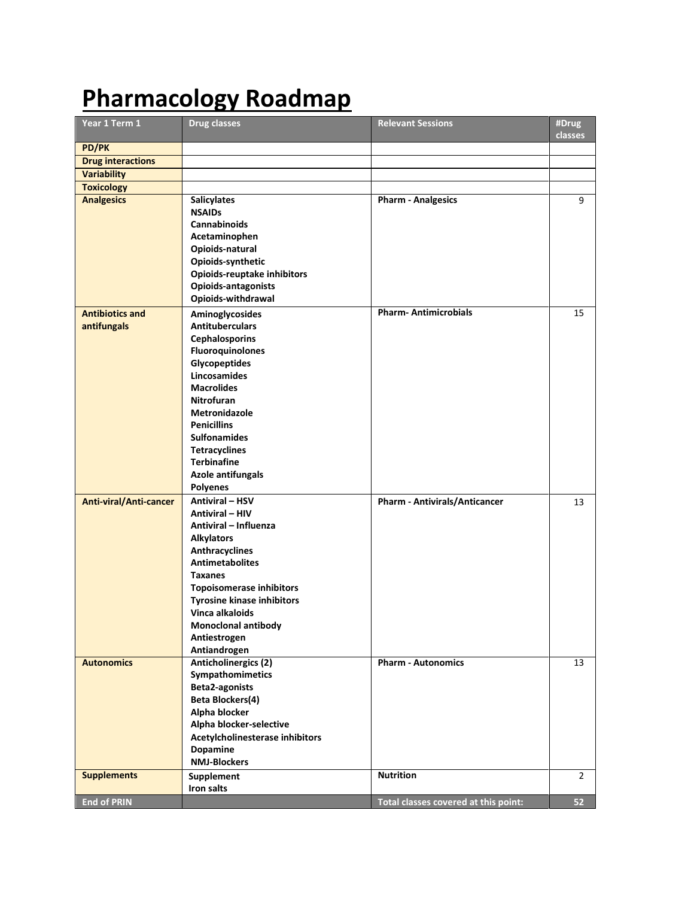# Pharmacology Roadmap

| Year 1 Term 1 | Drug classes | Relevant Sessions | #Drug classes |
|---|---|---|---|
| **PD/PK** | | | |
| **Drug interactions** | | | |
| **Variability** | | | |
| **Toxicology** | | | |
| **Analgesics** | **Salicylates**<br>**NSAIDs**<br>**Cannabinoids**<br>**Acetaminophen**<br>**Opioids-natural**<br>**Opioids-synthetic**<br>**Opioids-reuptake inhibitors**<br>**Opioids-antagonists**<br>**Opioids-withdrawal** | **Pharm - Analgesics** | 9 |
| **Antibiotics and antifungals** | **Aminoglycosides**<br>**Antituberculars**<br>**Cephalosporins**<br>**Fluoroquinolones**<br>**Glycopeptides**<br>**Lincosamides**<br>**Macrolides**<br>**Nitrofuran**<br>**Metronidazole**<br>**Penicillins**<br>**Sulfonamides**<br>**Tetracyclines**<br>**Terbinafine**<br>**Azole antifungals**<br>**Polyenes** | **Pharm- Antimicrobials** | 15 |
| **Anti-viral/Anti-cancer** | **Antiviral – HSV**<br>**Antiviral – HIV**<br>**Antiviral – Influenza**<br>**Alkylators**<br>**Anthracyclines**<br>**Antimetabolites**<br>**Taxanes**<br>**Topoisomerase inhibitors**<br>**Tyrosine kinase inhibitors**<br>**Vinca alkaloids**<br>**Monoclonal antibody**<br>**Antiestrogen**<br>**Antiandrogen** | **Pharm - Antivirals/Anticancer** | 13 |
| **Autonomics** | **Anticholinergics (2)**<br>**Sympathomimetics**<br>**Beta2-agonists**<br>**Beta Blockers(4)**<br>**Alpha blocker**<br>**Alpha blocker-selective**<br>**Acetylcholinesterase inhibitors**<br>**Dopamine**<br>**NMJ-Blockers** | **Pharm - Autonomics** | 13 |
| **Supplements** | **Supplement**<br>**Iron salts** | **Nutrition** | 2 |
| **End of PRIN** | | **Total classes covered at this point:** | **52** |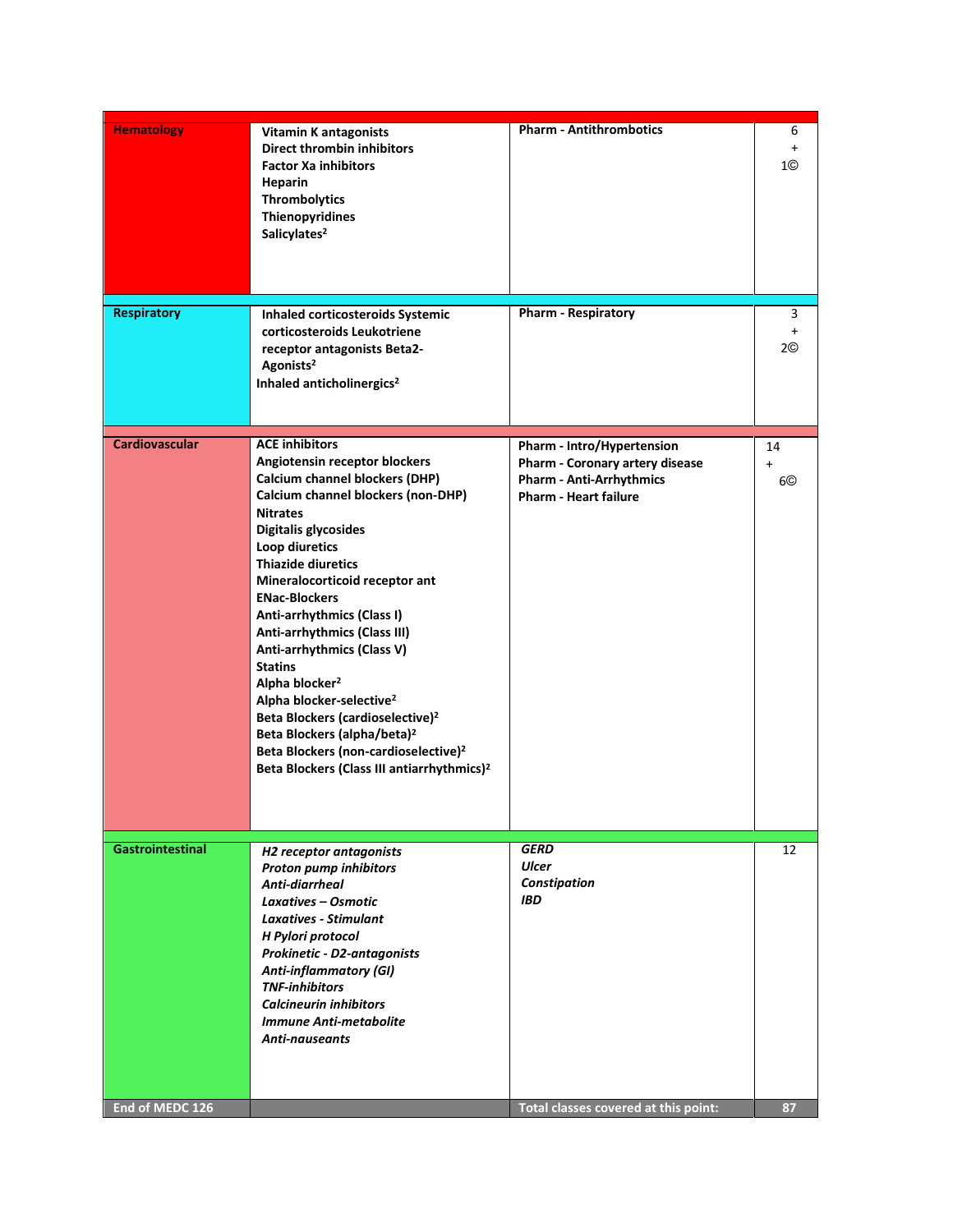| | | | |
|---|---|---|---|
| **Hematology** | **Vitamin K antagonists**<br>**Direct thrombin inhibitors**<br>**Factor Xa inhibitors**<br>**Heparin**<br>**Thrombolytics**<br>**Thienopyridines**<br>**Salicylates[2]** | **Pharm - Antithrombotics** | 6<br>+<br>1© |
| **Respiratory** | **Inhaled corticosteroids Systemic corticosteroids Leukotriene receptor antagonists Beta2-Agonists[2]**<br>**Inhaled anticholinergics[2]** | **Pharm - Respiratory** | 3<br>+<br>2© |
| **Cardiovascular** | **ACE inhibitors**<br>**Angiotensin receptor blockers**<br>**Calcium channel blockers (DHP)**<br>**Calcium channel blockers (non-DHP)**<br>**Nitrates**<br>**Digitalis glycosides**<br>**Loop diuretics**<br>**Thiazide diuretics**<br>**Mineralocorticoid receptor ant**<br>**ENac-Blockers**<br>**Anti-arrhythmics (Class I)**<br>**Anti-arrhythmics (Class III)**<br>**Anti-arrhythmics (Class V)**<br>**Statins**<br>**Alpha blocker[2]**<br>**Alpha blocker-selective[2]**<br>**Beta Blockers (cardioselective)[2]**<br>**Beta Blockers (alpha/beta)[2]**<br>**Beta Blockers (non-cardioselective)[2]**<br>**Beta Blockers (Class III antiarrhythmics)[2]** | **Pharm - Intro/Hypertension**<br>**Pharm - Coronary artery disease**<br>**Pharm - Anti-Arrhythmics**<br>**Pharm - Heart failure** | 14<br>+<br>6© |
| **Gastrointestinal** | ***H2 receptor antagonists***<br>***Proton pump inhibitors***<br>***Anti-diarrheal***<br>***Laxatives – Osmotic***<br>***Laxatives - Stimulant***<br>***H Pylori protocol***<br>***Prokinetic - D2-antagonists***<br>***Anti-inflammatory (GI)***<br>***TNF-inhibitors***<br>***Calcineurin inhibitors***<br>***Immune Anti-metabolite***<br>***Anti-nauseants*** | ***GERD***<br>***Ulcer***<br>***Constipation***<br>***IBD*** | 12 |
| **End of MEDC 126** | | **Total classes covered at this point:** | **87** |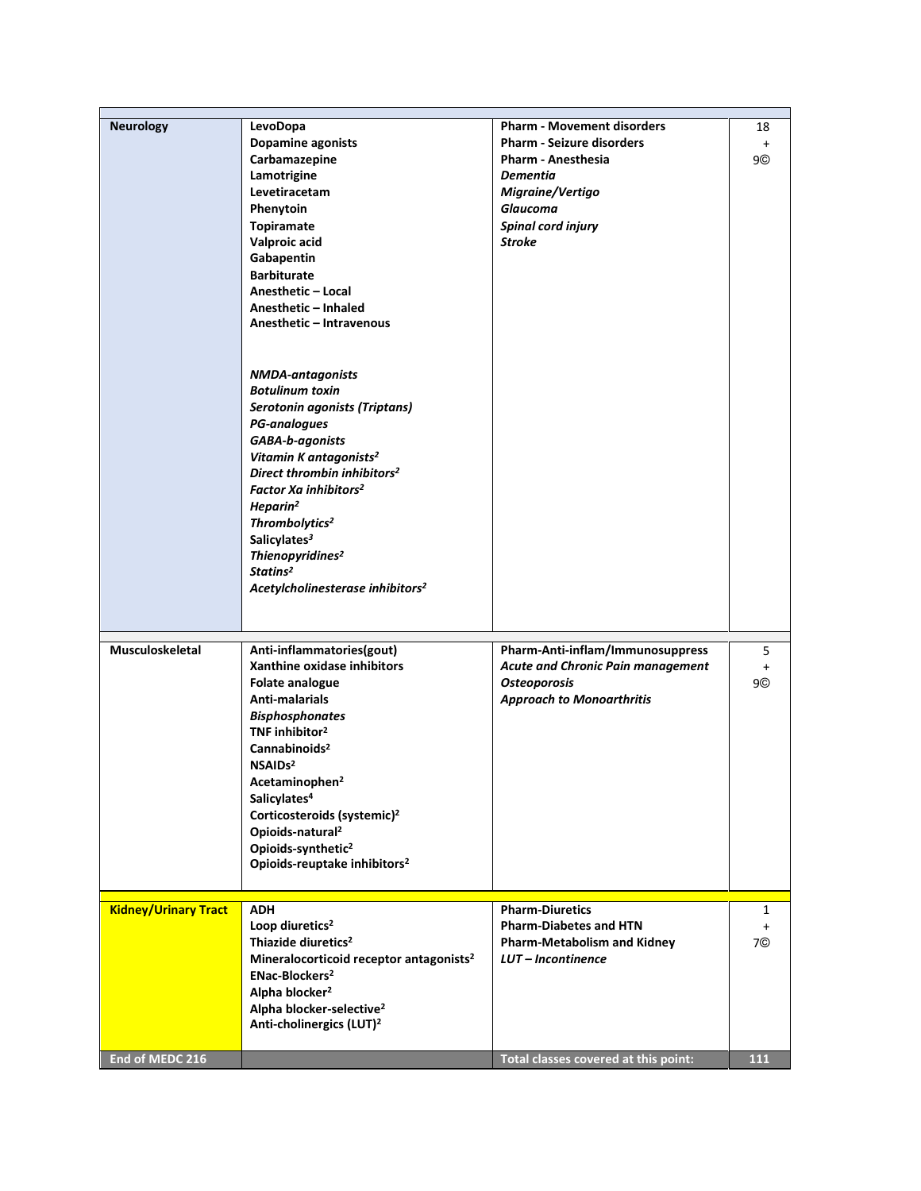| | | | |
|---|---|---|---|
| **Neurology** | **LevoDopa**<br>**Dopamine agonists**<br>**Carbamazepine**<br>**Lamotrigine**<br>**Levetiracetam**<br>**Phenytoin**<br>**Topiramate**<br>**Valproic acid**<br>**Gabapentin**<br>**Barbiturate**<br>**Anesthetic – Local**<br>**Anesthetic – Inhaled**<br>**Anesthetic – Intravenous**<br><br>***NMDA-antagonists***<br>***Botulinum toxin***<br>***Serotonin agonists (Triptans)***<br>***PG-analogues***<br>***GABA-b-agonists***<br>***Vitamin K antagonists***[2]<br>***Direct thrombin inhibitors***[2]<br>***Factor Xa inhibitors***[2]<br>***Heparin***[2]<br>***Thrombolytics***[2]<br>**Salicylates**[3]<br>***Thienopyridines***[2]<br>***Statins***[2]<br>***Acetylcholinesterase inhibitors***[2] | **Pharm - Movement disorders**<br>**Pharm - Seizure disorders**<br>**Pharm - Anesthesia**<br>***Dementia***<br>***Migraine/Vertigo***<br>***Glaucoma***<br>***Spinal cord injury***<br>***Stroke*** | 18<br>+<br>9© |
| **Musculoskeletal** | **Anti-inflammatories(gout)**<br>**Xanthine oxidase inhibitors**<br>**Folate analogue**<br>**Anti-malarials**<br>***Bisphosphonates***<br>**TNF inhibitor**[2]<br>**Cannabinoids**[2]<br>**NSAIDs**[2]<br>**Acetaminophen**[2]<br>**Salicylates**[4]<br>**Corticosteroids (systemic)**[2]<br>**Opioids-natural**[2]<br>**Opioids-synthetic**[2]<br>**Opioids-reuptake inhibitors**[2] | **Pharm-Anti-inflam/Immunosuppress**<br>***Acute and Chronic Pain management***<br>***Osteoporosis***<br>***Approach to Monoarthritis*** | 5<br>+<br>9© |
| **Kidney/Urinary Tract** | **ADH**<br>**Loop diuretics**[2]<br>**Thiazide diuretics**[2]<br>**Mineralocorticoid receptor antagonists**[2]<br>**ENac-Blockers**[2]<br>**Alpha blocker**[2]<br>**Alpha blocker-selective**[2]<br>**Anti-cholinergics (LUT)**[2] | **Pharm-Diuretics**<br>**Pharm-Diabetes and HTN**<br>**Pharm-Metabolism and Kidney**<br>***LUT – Incontinence*** | 1<br>+<br>7© |
| **End of MEDC 216** | | **Total classes covered at this point:** | **111** |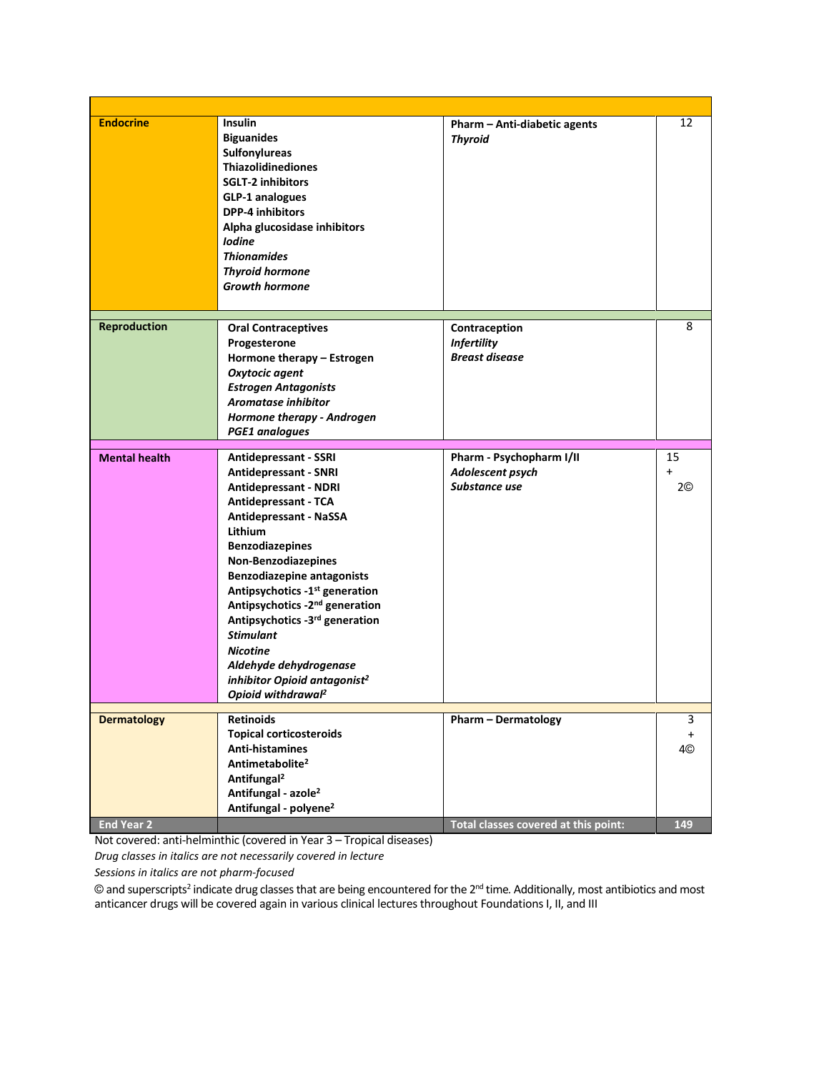| | | | |
|---|---|---|---|
| **Endocrine** | **Insulin**<br>**Biguanides**<br>**Sulfonylureas**<br>**Thiazolidinediones**<br>**SGLT-2 inhibitors**<br>**GLP-1 analogues**<br>**DPP-4 inhibitors**<br>**Alpha glucosidase inhibitors**<br>***Iodine***<br>***Thionamides***<br>***Thyroid hormone***<br>***Growth hormone*** | **Pharm – Anti-diabetic agents**<br>***Thyroid*** | 12 |
| **Reproduction** | **Oral Contraceptives**<br>**Progesterone**<br>**Hormone therapy – Estrogen**<br>***Oxytocic agent***<br>***Estrogen Antagonists***<br>***Aromatase inhibitor***<br>***Hormone therapy - Androgen***<br>***PGE1 analogues*** | **Contraception**<br>***Infertility***<br>***Breast disease*** | 8 |
| **Mental health** | **Antidepressant - SSRI**<br>**Antidepressant - SNRI**<br>**Antidepressant - NDRI**<br>**Antidepressant - TCA**<br>**Antidepressant - NaSSA**<br>**Lithium**<br>**Benzodiazepines**<br>**Non-Benzodiazepines**<br>**Benzodiazepine antagonists**<br>**Antipsychotics -1st generation**<br>**Antipsychotics -2nd generation**<br>**Antipsychotics -3rd generation**<br>***Stimulant***<br>***Nicotine***<br>***Aldehyde dehydrogenase inhibitor Opioid antagonist***[2]<br>***Opioid withdrawal***[2] | **Pharm - Psychopharm I/II**<br>***Adolescent psych***<br>***Substance use*** | 15 + 2© |
| **Dermatology** | **Retinoids**<br>**Topical corticosteroids**<br>**Anti-histamines**<br>**Antimetabolite**[2]<br>**Antifungal**[2]<br>**Antifungal - azole**[2]<br>**Antifungal - polyene**[2] | **Pharm – Dermatology** | 3 + 4© |
| **End Year 2** | | **Total classes covered at this point:** | **149** |

Not covered: anti-helminthic (covered in Year 3 – Tropical diseases)

*Drug classes in italics are not necessarily covered in lecture*

*Sessions in italics are not pharm-focused*

© and superscripts[2] indicate drug classes that are being encountered for the 2nd time. Additionally, most antibiotics and most anticancer drugs will be covered again in various clinical lectures throughout Foundations I, II, and III